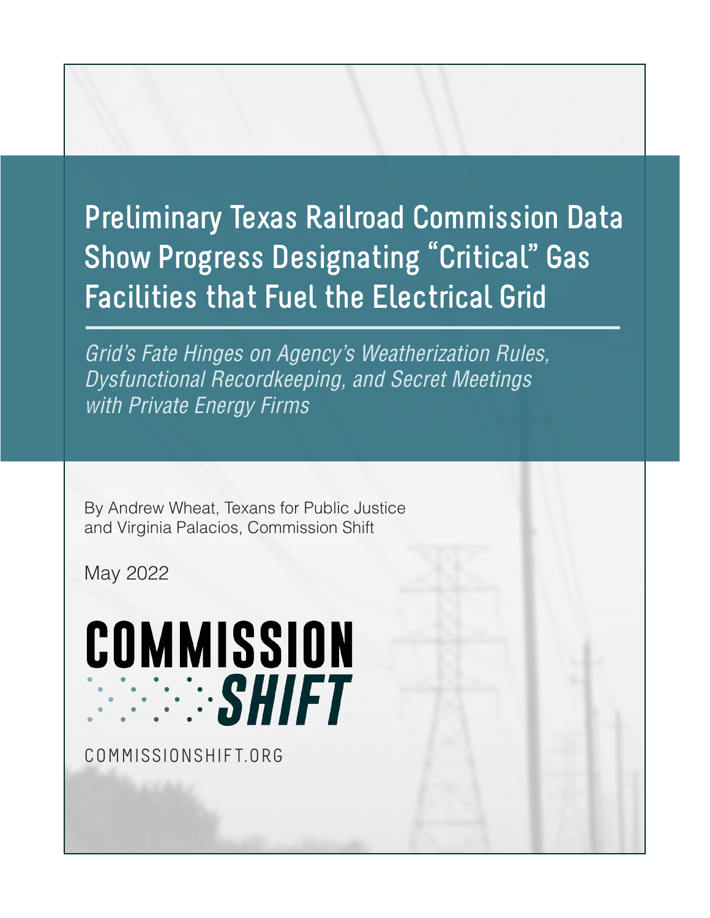# Preliminary Texas Railroad Commission Data Show Progress Designating "Critical" Gas Facilities that Fuel the Electrical Grid

*Grid's Fate Hinges on Agency's Weatherization Rules, Dysfunctional Recordkeeping, and Secret Meetings with Private Energy Firms*

By Andrew Wheat, Texans for Public Justice and Virginia Palacios, Commission Shift

May 2022

COMMISSION SHIFT

COMMISSIONSHIFT.ORG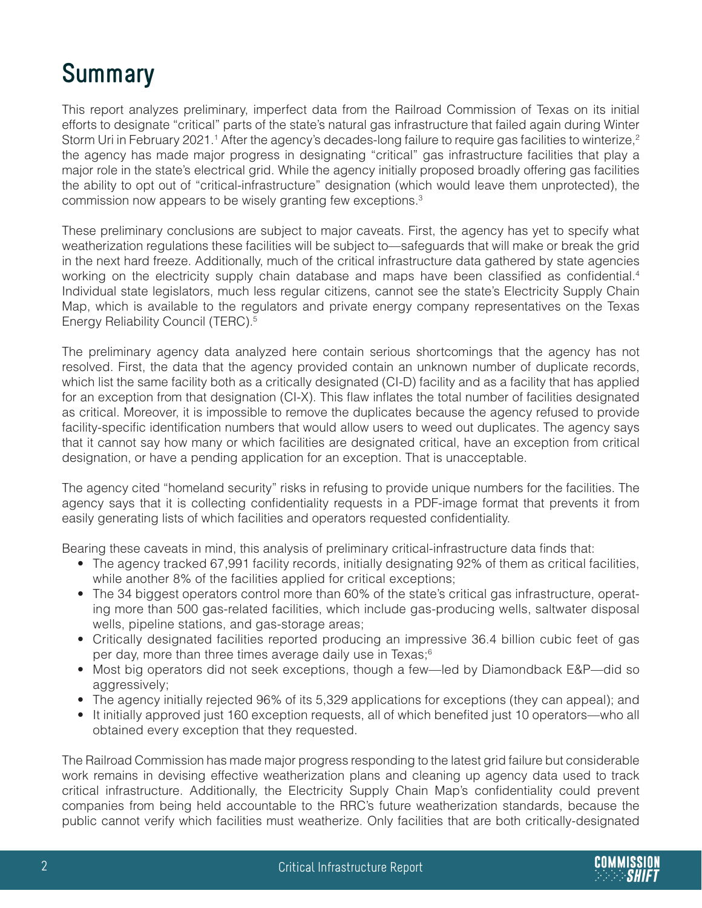# Summary

This report analyzes preliminary, imperfect data from the Railroad Commission of Texas on its initial efforts to designate "critical" parts of the state's natural gas infrastructure that failed again during Winter Storm Uri in February 2021.[1] After the agency's decades-long failure to require gas facilities to winterize,[2] the agency has made major progress in designating "critical" gas infrastructure facilities that play a major role in the state's electrical grid. While the agency initially proposed broadly offering gas facilities the ability to opt out of "critical-infrastructure" designation (which would leave them unprotected), the commission now appears to be wisely granting few exceptions.[3]

These preliminary conclusions are subject to major caveats. First, the agency has yet to specify what weatherization regulations these facilities will be subject to—safeguards that will make or break the grid in the next hard freeze. Additionally, much of the critical infrastructure data gathered by state agencies working on the electricity supply chain database and maps have been classified as confidential.[4] Individual state legislators, much less regular citizens, cannot see the state's Electricity Supply Chain Map, which is available to the regulators and private energy company representatives on the Texas Energy Reliability Council (TERC).[5]

The preliminary agency data analyzed here contain serious shortcomings that the agency has not resolved. First, the data that the agency provided contain an unknown number of duplicate records, which list the same facility both as a critically designated (CI-D) facility and as a facility that has applied for an exception from that designation (CI-X). This flaw inflates the total number of facilities designated as critical. Moreover, it is impossible to remove the duplicates because the agency refused to provide facility-specific identification numbers that would allow users to weed out duplicates. The agency says that it cannot say how many or which facilities are designated critical, have an exception from critical designation, or have a pending application for an exception. That is unacceptable.

The agency cited "homeland security" risks in refusing to provide unique numbers for the facilities. The agency says that it is collecting confidentiality requests in a PDF-image format that prevents it from easily generating lists of which facilities and operators requested confidentiality.

Bearing these caveats in mind, this analysis of preliminary critical-infrastructure data finds that:

- The agency tracked 67,991 facility records, initially designating 92% of them as critical facilities, while another 8% of the facilities applied for critical exceptions;
- The 34 biggest operators control more than 60% of the state's critical gas infrastructure, operating more than 500 gas-related facilities, which include gas-producing wells, saltwater disposal wells, pipeline stations, and gas-storage areas;
- Critically designated facilities reported producing an impressive 36.4 billion cubic feet of gas per day, more than three times average daily use in Texas;[6]
- Most big operators did not seek exceptions, though a few—led by Diamondback E&P—did so aggressively;
- The agency initially rejected 96% of its 5,329 applications for exceptions (they can appeal); and
- It initially approved just 160 exception requests, all of which benefited just 10 operators—who all obtained every exception that they requested.

The Railroad Commission has made major progress responding to the latest grid failure but considerable work remains in devising effective weatherization plans and cleaning up agency data used to track critical infrastructure. Additionally, the Electricity Supply Chain Map's confidentiality could prevent companies from being held accountable to the RRC's future weatherization standards, because the public cannot verify which facilities must weatherize. Only facilities that are both critically-designated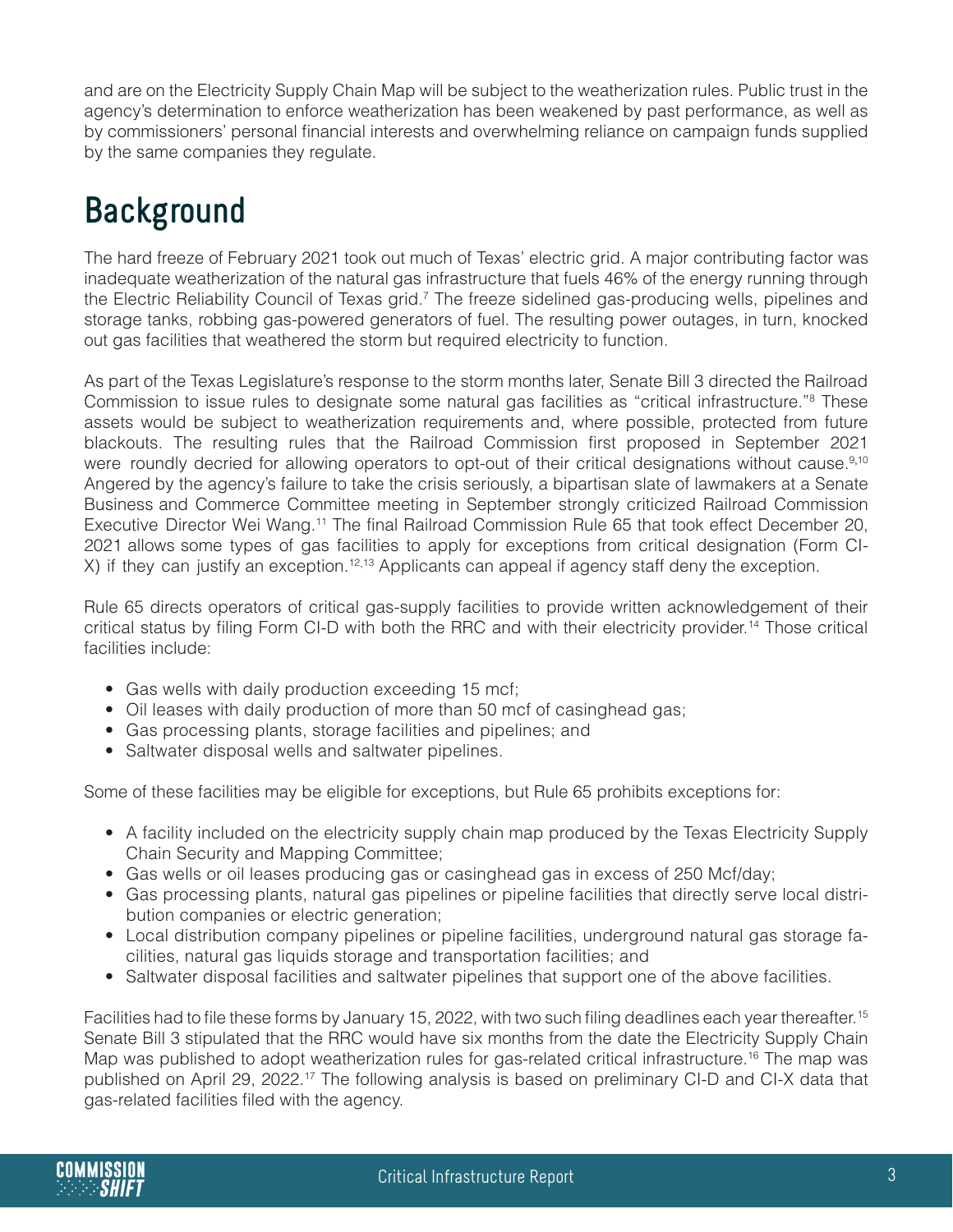and are on the Electricity Supply Chain Map will be subject to the weatherization rules. Public trust in the agency's determination to enforce weatherization has been weakened by past performance, as well as by commissioners' personal financial interests and overwhelming reliance on campaign funds supplied by the same companies they regulate.

# Background

The hard freeze of February 2021 took out much of Texas' electric grid. A major contributing factor was inadequate weatherization of the natural gas infrastructure that fuels 46% of the energy running through the Electric Reliability Council of Texas grid.[7] The freeze sidelined gas-producing wells, pipelines and storage tanks, robbing gas-powered generators of fuel. The resulting power outages, in turn, knocked out gas facilities that weathered the storm but required electricity to function.

As part of the Texas Legislature's response to the storm months later, Senate Bill 3 directed the Railroad Commission to issue rules to designate some natural gas facilities as "critical infrastructure."[8] These assets would be subject to weatherization requirements and, where possible, protected from future blackouts. The resulting rules that the Railroad Commission first proposed in September 2021 were roundly decried for allowing operators to opt-out of their critical designations without cause.[9,10] Angered by the agency's failure to take the crisis seriously, a bipartisan slate of lawmakers at a Senate Business and Commerce Committee meeting in September strongly criticized Railroad Commission Executive Director Wei Wang.[11] The final Railroad Commission Rule 65 that took effect December 20, 2021 allows some types of gas facilities to apply for exceptions from critical designation (Form CI-X) if they can justify an exception.[12,13] Applicants can appeal if agency staff deny the exception.

Rule 65 directs operators of critical gas-supply facilities to provide written acknowledgement of their critical status by filing Form CI-D with both the RRC and with their electricity provider.[14] Those critical facilities include:

- Gas wells with daily production exceeding 15 mcf;
- Oil leases with daily production of more than 50 mcf of casinghead gas;
- Gas processing plants, storage facilities and pipelines; and
- Saltwater disposal wells and saltwater pipelines.

Some of these facilities may be eligible for exceptions, but Rule 65 prohibits exceptions for:

- A facility included on the electricity supply chain map produced by the Texas Electricity Supply Chain Security and Mapping Committee;
- Gas wells or oil leases producing gas or casinghead gas in excess of 250 Mcf/day;
- Gas processing plants, natural gas pipelines or pipeline facilities that directly serve local distribution companies or electric generation;
- Local distribution company pipelines or pipeline facilities, underground natural gas storage facilities, natural gas liquids storage and transportation facilities; and
- Saltwater disposal facilities and saltwater pipelines that support one of the above facilities.

Facilities had to file these forms by January 15, 2022, with two such filing deadlines each year thereafter.[15] Senate Bill 3 stipulated that the RRC would have six months from the date the Electricity Supply Chain Map was published to adopt weatherization rules for gas-related critical infrastructure.[16] The map was published on April 29, 2022.[17] The following analysis is based on preliminary CI-D and CI-X data that gas-related facilities filed with the agency.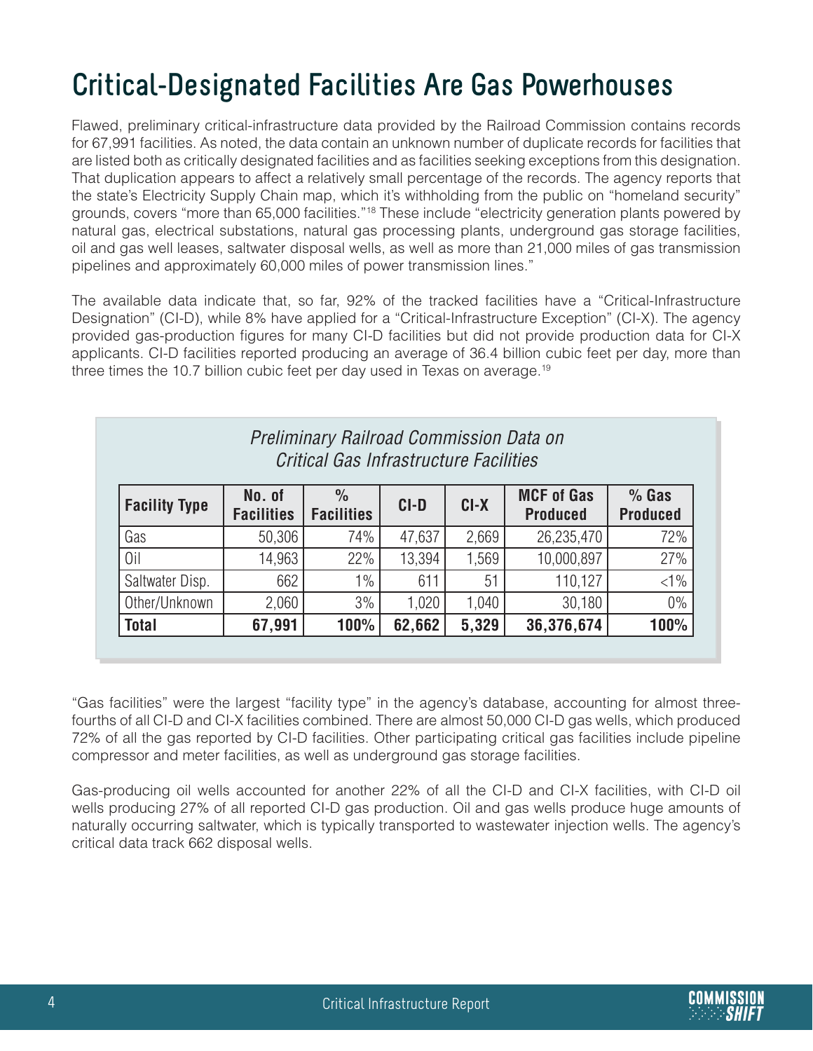# Critical-Designated Facilities Are Gas Powerhouses

Flawed, preliminary critical-infrastructure data provided by the Railroad Commission contains records for 67,991 facilities. As noted, the data contain an unknown number of duplicate records for facilities that are listed both as critically designated facilities and as facilities seeking exceptions from this designation. That duplication appears to affect a relatively small percentage of the records. The agency reports that the state's Electricity Supply Chain map, which it's withholding from the public on "homeland security" grounds, covers "more than 65,000 facilities."[18] These include "electricity generation plants powered by natural gas, electrical substations, natural gas processing plants, underground gas storage facilities, oil and gas well leases, saltwater disposal wells, as well as more than 21,000 miles of gas transmission pipelines and approximately 60,000 miles of power transmission lines."

The available data indicate that, so far, 92% of the tracked facilities have a "Critical-Infrastructure Designation" (CI-D), while 8% have applied for a "Critical-Infrastructure Exception" (CI-X). The agency provided gas-production figures for many CI-D facilities but did not provide production data for CI-X applicants. CI-D facilities reported producing an average of 36.4 billion cubic feet per day, more than three times the 10.7 billion cubic feet per day used in Texas on average.[19]

*Preliminary Railroad Commission Data on Critical Gas Infrastructure Facilities*

| Facility Type | No. of Facilities | % Facilities | CI-D | CI-X | MCF of Gas Produced | % Gas Produced |
|---|---|---|---|---|---|---|
| Gas | 50,306 | 74% | 47,637 | 2,669 | 26,235,470 | 72% |
| Oil | 14,963 | 22% | 13,394 | 1,569 | 10,000,897 | 27% |
| Saltwater Disp. | 662 | 1% | 611 | 51 | 110,127 | <1% |
| Other/Unknown | 2,060 | 3% | 1,020 | 1,040 | 30,180 | 0% |
| **Total** | **67,991** | **100%** | **62,662** | **5,329** | **36,376,674** | **100%** |

"Gas facilities" were the largest "facility type" in the agency's database, accounting for almost three-fourths of all CI-D and CI-X facilities combined. There are almost 50,000 CI-D gas wells, which produced 72% of all the gas reported by CI-D facilities. Other participating critical gas facilities include pipeline compressor and meter facilities, as well as underground gas storage facilities.

Gas-producing oil wells accounted for another 22% of all the CI-D and CI-X facilities, with CI-D oil wells producing 27% of all reported CI-D gas production. Oil and gas wells produce huge amounts of naturally occurring saltwater, which is typically transported to wastewater injection wells. The agency's critical data track 662 disposal wells.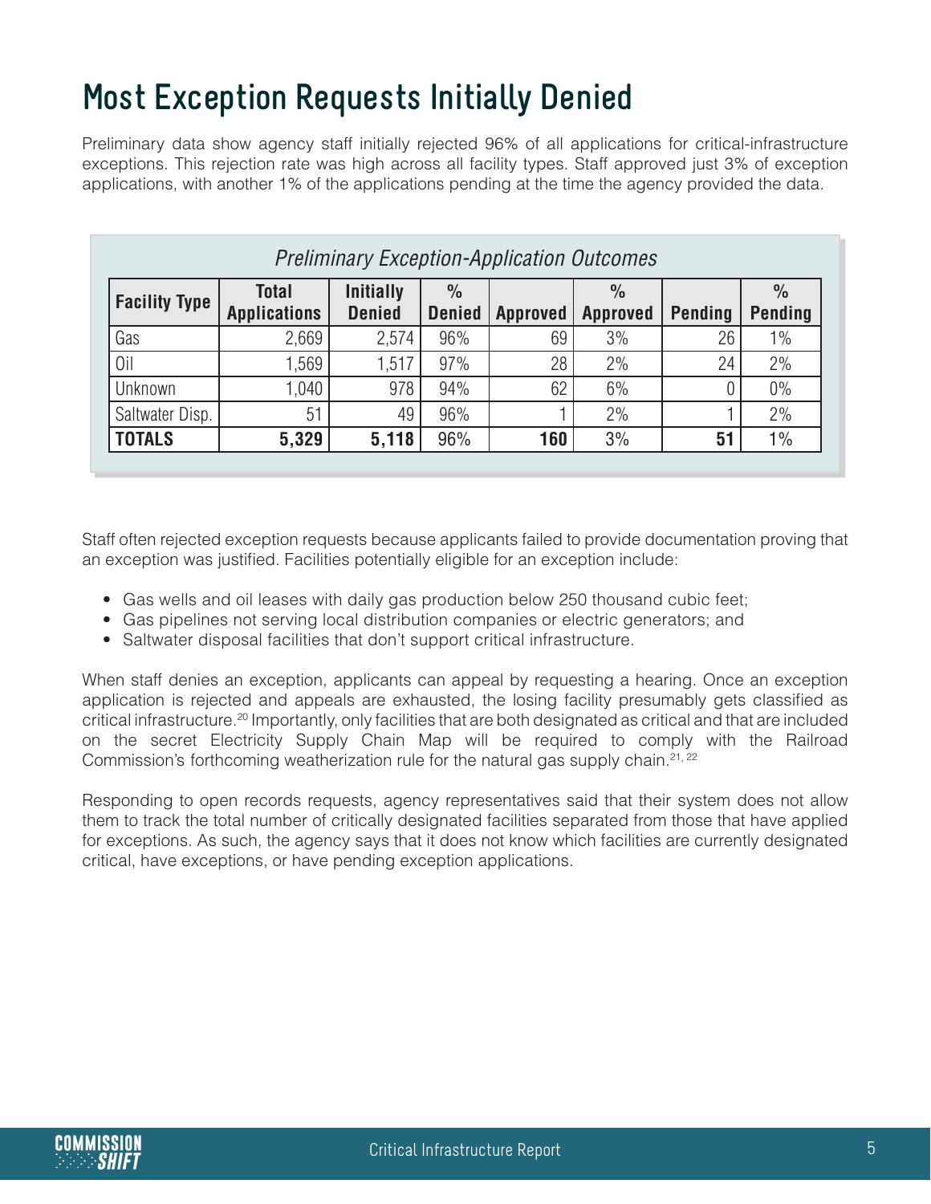# Most Exception Requests Initially Denied

Preliminary data show agency staff initially rejected 96% of all applications for critical-infrastructure exceptions. This rejection rate was high across all facility types. Staff approved just 3% of exception applications, with another 1% of the applications pending at the time the agency provided the data.

*Preliminary Exception-Application Outcomes*

| Facility Type | Total Applications | Initially Denied | % Denied | Approved | % Approved | Pending | % Pending |
|---|---|---|---|---|---|---|---|
| Gas | 2,669 | 2,574 | 96% | 69 | 3% | 26 | 1% |
| Oil | 1,569 | 1,517 | 97% | 28 | 2% | 24 | 2% |
| Unknown | 1,040 | 978 | 94% | 62 | 6% | 0 | 0% |
| Saltwater Disp. | 51 | 49 | 96% | 1 | 2% | 1 | 2% |
| **TOTALS** | **5,329** | **5,118** | 96% | **160** | 3% | **51** | 1% |

Staff often rejected exception requests because applicants failed to provide documentation proving that an exception was justified. Facilities potentially eligible for an exception include:

- Gas wells and oil leases with daily gas production below 250 thousand cubic feet;
- Gas pipelines not serving local distribution companies or electric generators; and
- Saltwater disposal facilities that don't support critical infrastructure.

When staff denies an exception, applicants can appeal by requesting a hearing. Once an exception application is rejected and appeals are exhausted, the losing facility presumably gets classified as critical infrastructure.[20] Importantly, only facilities that are both designated as critical and that are included on the secret Electricity Supply Chain Map will be required to comply with the Railroad Commission's forthcoming weatherization rule for the natural gas supply chain.[21, 22]

Responding to open records requests, agency representatives said that their system does not allow them to track the total number of critically designated facilities separated from those that have applied for exceptions. As such, the agency says that it does not know which facilities are currently designated critical, have exceptions, or have pending exception applications.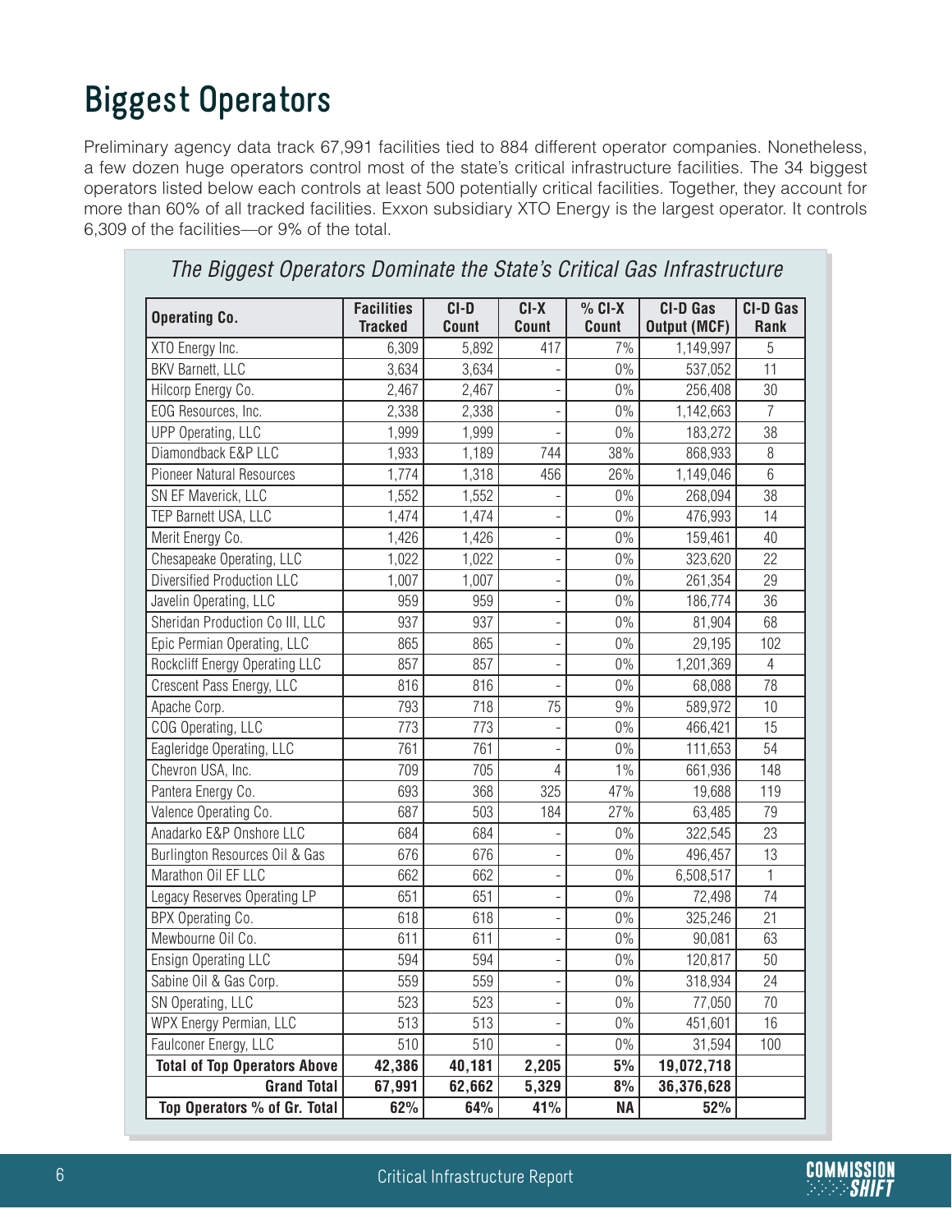# Biggest Operators

Preliminary agency data track 67,991 facilities tied to 884 different operator companies. Nonetheless, a few dozen huge operators control most of the state's critical infrastructure facilities. The 34 biggest operators listed below each controls at least 500 potentially critical facilities. Together, they account for more than 60% of all tracked facilities. Exxon subsidiary XTO Energy is the largest operator. It controls 6,309 of the facilities—or 9% of the total.

*The Biggest Operators Dominate the State's Critical Gas Infrastructure*

| Operating Co. | Facilities Tracked | CI-D Count | CI-X Count | % CI-X Count | CI-D Gas Output (MCF) | CI-D Gas Rank |
|---|---|---|---|---|---|---|
| XTO Energy Inc. | 6,309 | 5,892 | 417 | 7% | 1,149,997 | 5 |
| BKV Barnett, LLC | 3,634 | 3,634 | - | 0% | 537,052 | 11 |
| Hilcorp Energy Co. | 2,467 | 2,467 | - | 0% | 256,408 | 30 |
| EOG Resources, Inc. | 2,338 | 2,338 | - | 0% | 1,142,663 | 7 |
| UPP Operating, LLC | 1,999 | 1,999 | - | 0% | 183,272 | 38 |
| Diamondback E&P LLC | 1,933 | 1,189 | 744 | 38% | 868,933 | 8 |
| Pioneer Natural Resources | 1,774 | 1,318 | 456 | 26% | 1,149,046 | 6 |
| SN EF Maverick, LLC | 1,552 | 1,552 | - | 0% | 268,094 | 38 |
| TEP Barnett USA, LLC | 1,474 | 1,474 | - | 0% | 476,993 | 14 |
| Merit Energy Co. | 1,426 | 1,426 | - | 0% | 159,461 | 40 |
| Chesapeake Operating, LLC | 1,022 | 1,022 | - | 0% | 323,620 | 22 |
| Diversified Production LLC | 1,007 | 1,007 | - | 0% | 261,354 | 29 |
| Javelin Operating, LLC | 959 | 959 | - | 0% | 186,774 | 36 |
| Sheridan Production Co III, LLC | 937 | 937 | - | 0% | 81,904 | 68 |
| Epic Permian Operating, LLC | 865 | 865 | - | 0% | 29,195 | 102 |
| Rockcliff Energy Operating LLC | 857 | 857 | - | 0% | 1,201,369 | 4 |
| Crescent Pass Energy, LLC | 816 | 816 | - | 0% | 68,088 | 78 |
| Apache Corp. | 793 | 718 | 75 | 9% | 589,972 | 10 |
| COG Operating, LLC | 773 | 773 | - | 0% | 466,421 | 15 |
| Eagleridge Operating, LLC | 761 | 761 | - | 0% | 111,653 | 54 |
| Chevron USA, Inc. | 709 | 705 | 4 | 1% | 661,936 | 148 |
| Pantera Energy Co. | 693 | 368 | 325 | 47% | 19,688 | 119 |
| Valence Operating Co. | 687 | 503 | 184 | 27% | 63,485 | 79 |
| Anadarko E&P Onshore LLC | 684 | 684 | - | 0% | 322,545 | 23 |
| Burlington Resources Oil & Gas | 676 | 676 | - | 0% | 496,457 | 13 |
| Marathon Oil EF LLC | 662 | 662 | - | 0% | 6,508,517 | 1 |
| Legacy Reserves Operating LP | 651 | 651 | - | 0% | 72,498 | 74 |
| BPX Operating Co. | 618 | 618 | - | 0% | 325,246 | 21 |
| Mewbourne Oil Co. | 611 | 611 | - | 0% | 90,081 | 63 |
| Ensign Operating LLC | 594 | 594 | - | 0% | 120,817 | 50 |
| Sabine Oil & Gas Corp. | 559 | 559 | - | 0% | 318,934 | 24 |
| SN Operating, LLC | 523 | 523 | - | 0% | 77,050 | 70 |
| WPX Energy Permian, LLC | 513 | 513 | - | 0% | 451,601 | 16 |
| Faulconer Energy, LLC | 510 | 510 | - | 0% | 31,594 | 100 |
| **Total of Top Operators Above** | **42,386** | **40,181** | **2,205** | **5%** | **19,072,718** | |
| **Grand Total** | **67,991** | **62,662** | **5,329** | **8%** | **36,376,628** | |
| **Top Operators % of Gr. Total** | **62%** | **64%** | **41%** | **NA** | **52%** | |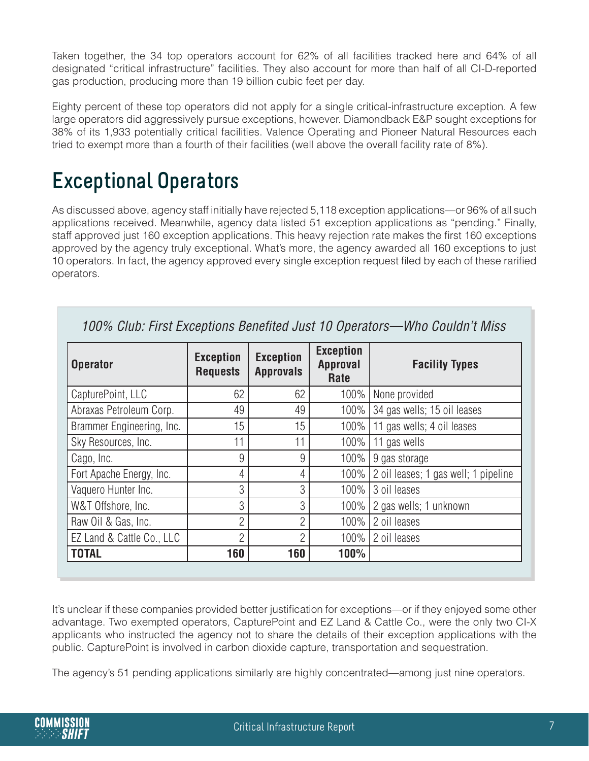Taken together, the 34 top operators account for 62% of all facilities tracked here and 64% of all designated "critical infrastructure" facilities. They also account for more than half of all CI-D-reported gas production, producing more than 19 billion cubic feet per day.

Eighty percent of these top operators did not apply for a single critical-infrastructure exception. A few large operators did aggressively pursue exceptions, however. Diamondback E&P sought exceptions for 38% of its 1,933 potentially critical facilities. Valence Operating and Pioneer Natural Resources each tried to exempt more than a fourth of their facilities (well above the overall facility rate of 8%).

## Exceptional Operators

As discussed above, agency staff initially have rejected 5,118 exception applications—or 96% of all such applications received. Meanwhile, agency data listed 51 exception applications as "pending." Finally, staff approved just 160 exception applications. This heavy rejection rate makes the first 160 exceptions approved by the agency truly exceptional. What's more, the agency awarded all 160 exceptions to just 10 operators. In fact, the agency approved every single exception request filed by each of these rarified operators.

*100% Club: First Exceptions Benefited Just 10 Operators—Who Couldn't Miss*

| Operator | Exception Requests | Exception Approvals | Exception Approval Rate | Facility Types |
|---|---|---|---|---|
| CapturePoint, LLC | 62 | 62 | 100% | None provided |
| Abraxas Petroleum Corp. | 49 | 49 | 100% | 34 gas wells; 15 oil leases |
| Brammer Engineering, Inc. | 15 | 15 | 100% | 11 gas wells; 4 oil leases |
| Sky Resources, Inc. | 11 | 11 | 100% | 11 gas wells |
| Cago, Inc. | 9 | 9 | 100% | 9 gas storage |
| Fort Apache Energy, Inc. | 4 | 4 | 100% | 2 oil leases; 1 gas well; 1 pipeline |
| Vaquero Hunter Inc. | 3 | 3 | 100% | 3 oil leases |
| W&T Offshore, Inc. | 3 | 3 | 100% | 2 gas wells; 1 unknown |
| Raw Oil & Gas, Inc. | 2 | 2 | 100% | 2 oil leases |
| EZ Land & Cattle Co., LLC | 2 | 2 | 100% | 2 oil leases |
| **TOTAL** | **160** | **160** | **100%** | |

It's unclear if these companies provided better justification for exceptions—or if they enjoyed some other advantage. Two exempted operators, CapturePoint and EZ Land & Cattle Co., were the only two CI-X applicants who instructed the agency not to share the details of their exception applications with the public. CapturePoint is involved in carbon dioxide capture, transportation and sequestration.

The agency's 51 pending applications similarly are highly concentrated—among just nine operators.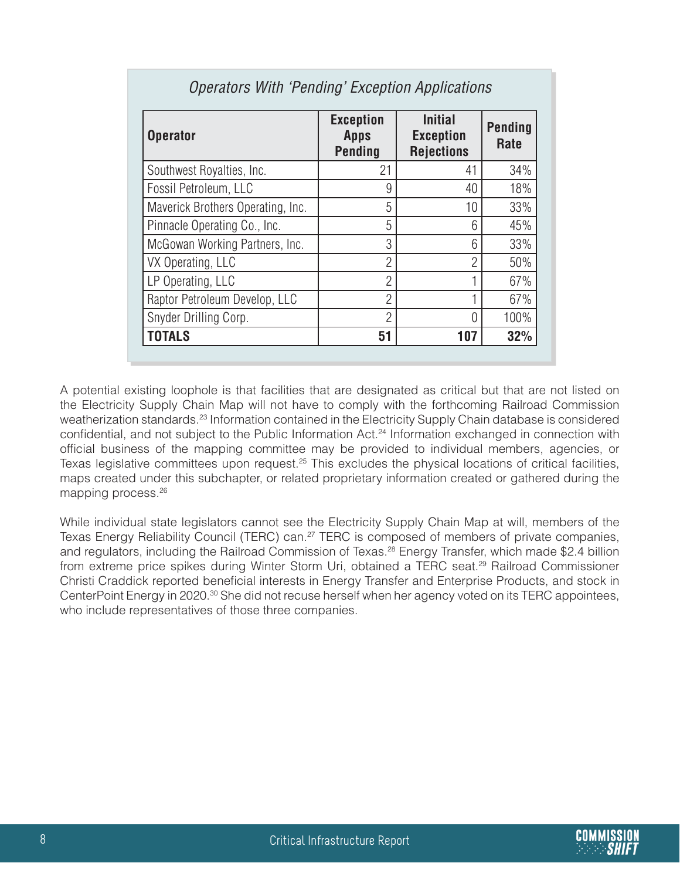*Operators With 'Pending' Exception Applications*

| Operator | Exception Apps Pending | Initial Exception Rejections | Pending Rate |
|---|---|---|---|
| Southwest Royalties, Inc. | 21 | 41 | 34% |
| Fossil Petroleum, LLC | 9 | 40 | 18% |
| Maverick Brothers Operating, Inc. | 5 | 10 | 33% |
| Pinnacle Operating Co., Inc. | 5 | 6 | 45% |
| McGowan Working Partners, Inc. | 3 | 6 | 33% |
| VX Operating, LLC | 2 | 2 | 50% |
| LP Operating, LLC | 2 | 1 | 67% |
| Raptor Petroleum Develop, LLC | 2 | 1 | 67% |
| Snyder Drilling Corp. | 2 | 0 | 100% |
| **TOTALS** | **51** | **107** | **32%** |

A potential existing loophole is that facilities that are designated as critical but that are not listed on the Electricity Supply Chain Map will not have to comply with the forthcoming Railroad Commission weatherization standards.[23] Information contained in the Electricity Supply Chain database is considered confidential, and not subject to the Public Information Act.[24] Information exchanged in connection with official business of the mapping committee may be provided to individual members, agencies, or Texas legislative committees upon request.[25] This excludes the physical locations of critical facilities, maps created under this subchapter, or related proprietary information created or gathered during the mapping process.[26]

While individual state legislators cannot see the Electricity Supply Chain Map at will, members of the Texas Energy Reliability Council (TERC) can.[27] TERC is composed of members of private companies, and regulators, including the Railroad Commission of Texas.[28] Energy Transfer, which made $2.4 billion from extreme price spikes during Winter Storm Uri, obtained a TERC seat.[29] Railroad Commissioner Christi Craddick reported beneficial interests in Energy Transfer and Enterprise Products, and stock in CenterPoint Energy in 2020.[30] She did not recuse herself when her agency voted on its TERC appointees, who include representatives of those three companies.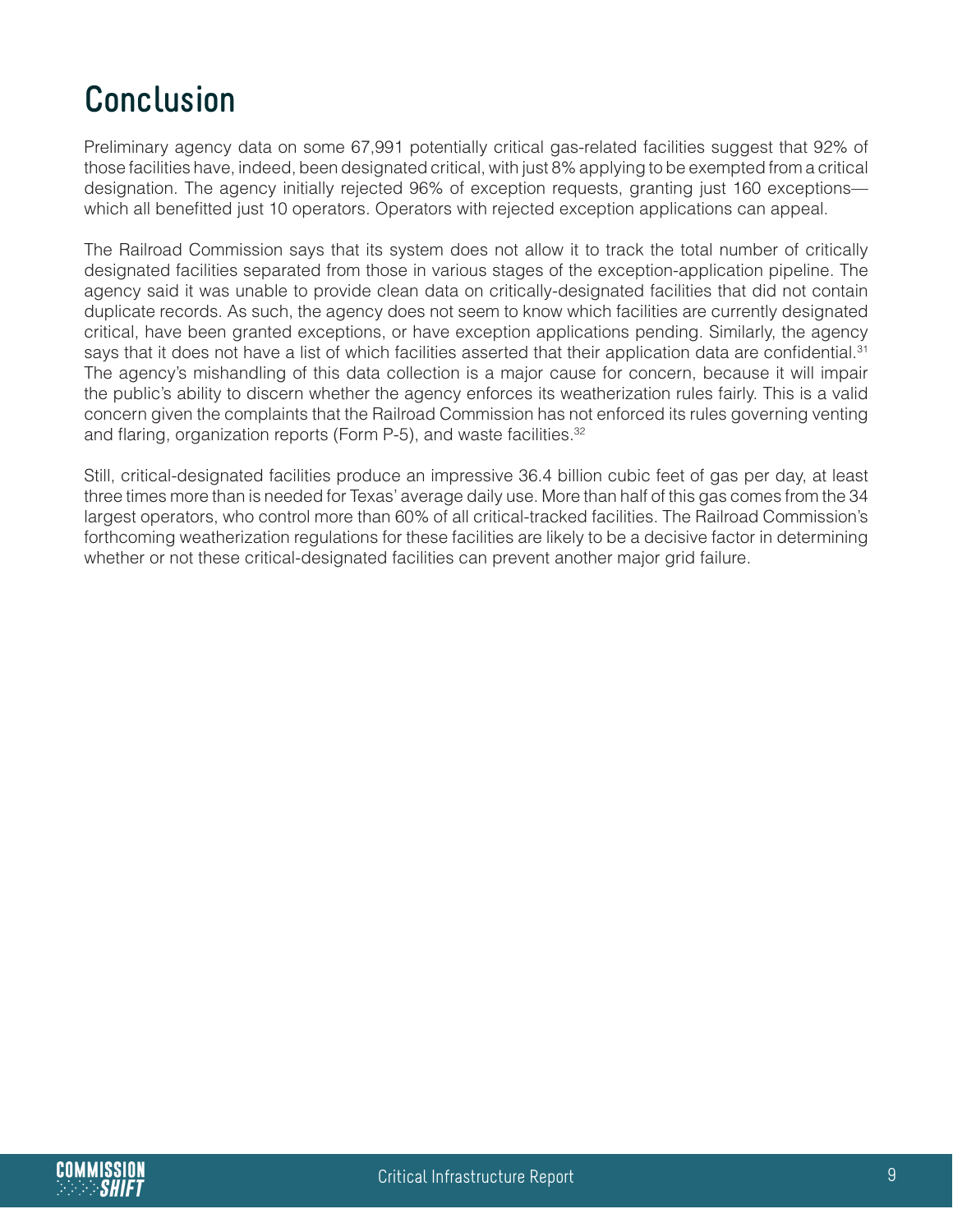# Conclusion

Preliminary agency data on some 67,991 potentially critical gas-related facilities suggest that 92% of those facilities have, indeed, been designated critical, with just 8% applying to be exempted from a critical designation. The agency initially rejected 96% of exception requests, granting just 160 exceptions—which all benefitted just 10 operators. Operators with rejected exception applications can appeal.

The Railroad Commission says that its system does not allow it to track the total number of critically designated facilities separated from those in various stages of the exception-application pipeline. The agency said it was unable to provide clean data on critically-designated facilities that did not contain duplicate records. As such, the agency does not seem to know which facilities are currently designated critical, have been granted exceptions, or have exception applications pending. Similarly, the agency says that it does not have a list of which facilities asserted that their application data are confidential.[31] The agency's mishandling of this data collection is a major cause for concern, because it will impair the public's ability to discern whether the agency enforces its weatherization rules fairly. This is a valid concern given the complaints that the Railroad Commission has not enforced its rules governing venting and flaring, organization reports (Form P-5), and waste facilities.[32]

Still, critical-designated facilities produce an impressive 36.4 billion cubic feet of gas per day, at least three times more than is needed for Texas' average daily use. More than half of this gas comes from the 34 largest operators, who control more than 60% of all critical-tracked facilities. The Railroad Commission's forthcoming weatherization regulations for these facilities are likely to be a decisive factor in determining whether or not these critical-designated facilities can prevent another major grid failure.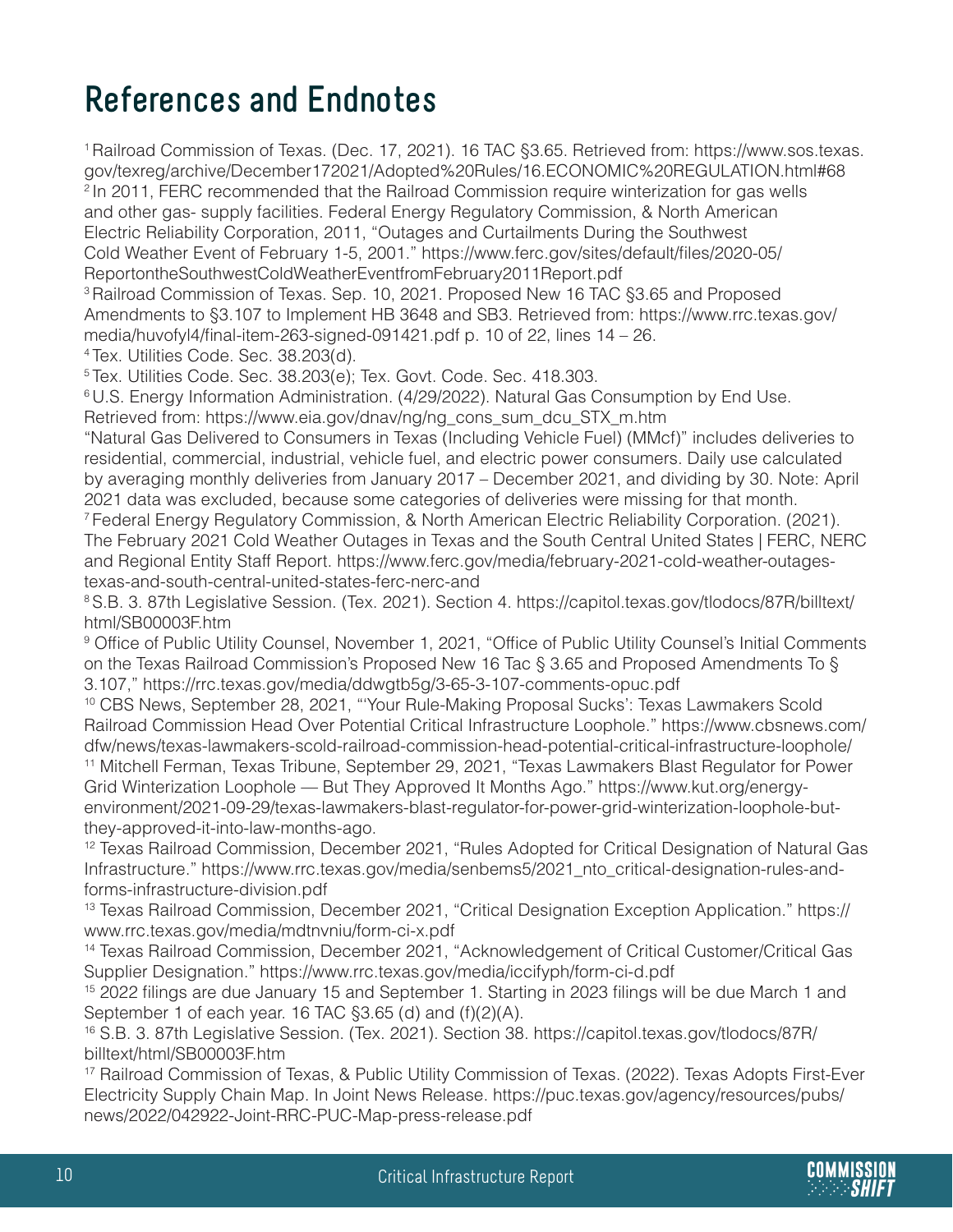# References and Endnotes

[1] Railroad Commission of Texas. (Dec. 17, 2021). 16 TAC §3.65. Retrieved from: https://www.sos.texas.gov/texreg/archive/December172021/Adopted%20Rules/16.ECONOMIC%20REGULATION.html#68

[2] In 2011, FERC recommended that the Railroad Commission require winterization for gas wells and other gas- supply facilities. Federal Energy Regulatory Commission, & North American Electric Reliability Corporation, 2011, "Outages and Curtailments During the Southwest Cold Weather Event of February 1-5, 2001." https://www.ferc.gov/sites/default/files/2020-05/ReportontheSouthwestColdWeatherEventfromFebruary2011Report.pdf

[3] Railroad Commission of Texas. Sep. 10, 2021. Proposed New 16 TAC §3.65 and Proposed Amendments to §3.107 to Implement HB 3648 and SB3. Retrieved from: https://www.rrc.texas.gov/media/huvofyl4/final-item-263-signed-091421.pdf p. 10 of 22, lines 14 – 26.

[4] Tex. Utilities Code. Sec. 38.203(d).

[5] Tex. Utilities Code. Sec. 38.203(e); Tex. Govt. Code. Sec. 418.303.

[6] U.S. Energy Information Administration. (4/29/2022). Natural Gas Consumption by End Use. Retrieved from: https://www.eia.gov/dnav/ng/ng_cons_sum_dcu_STX_m.htm
"Natural Gas Delivered to Consumers in Texas (Including Vehicle Fuel) (MMcf)" includes deliveries to residential, commercial, industrial, vehicle fuel, and electric power consumers. Daily use calculated by averaging monthly deliveries from January 2017 – December 2021, and dividing by 30. Note: April 2021 data was excluded, because some categories of deliveries were missing for that month.

[7] Federal Energy Regulatory Commission, & North American Electric Reliability Corporation. (2021). The February 2021 Cold Weather Outages in Texas and the South Central United States | FERC, NERC and Regional Entity Staff Report. https://www.ferc.gov/media/february-2021-cold-weather-outages-texas-and-south-central-united-states-ferc-nerc-and

[8] S.B. 3. 87th Legislative Session. (Tex. 2021). Section 4. https://capitol.texas.gov/tlodocs/87R/billtext/html/SB00003F.htm

[9] Office of Public Utility Counsel, November 1, 2021, "Office of Public Utility Counsel's Initial Comments on the Texas Railroad Commission's Proposed New 16 Tac § 3.65 and Proposed Amendments To § 3.107," https://rrc.texas.gov/media/ddwgtb5g/3-65-3-107-comments-opuc.pdf

[10] CBS News, September 28, 2021, "'Your Rule-Making Proposal Sucks': Texas Lawmakers Scold Railroad Commission Head Over Potential Critical Infrastructure Loophole." https://www.cbsnews.com/dfw/news/texas-lawmakers-scold-railroad-commission-head-potential-critical-infrastructure-loophole/

[11] Mitchell Ferman, Texas Tribune, September 29, 2021, "Texas Lawmakers Blast Regulator for Power Grid Winterization Loophole — But They Approved It Months Ago." https://www.kut.org/energy-environment/2021-09-29/texas-lawmakers-blast-regulator-for-power-grid-winterization-loophole-but-they-approved-it-into-law-months-ago.

[12] Texas Railroad Commission, December 2021, "Rules Adopted for Critical Designation of Natural Gas Infrastructure." https://www.rrc.texas.gov/media/senbems5/2021_nto_critical-designation-rules-and-forms-infrastructure-division.pdf

[13] Texas Railroad Commission, December 2021, "Critical Designation Exception Application." https://www.rrc.texas.gov/media/mdtnvniu/form-ci-x.pdf

[14] Texas Railroad Commission, December 2021, "Acknowledgement of Critical Customer/Critical Gas Supplier Designation." https://www.rrc.texas.gov/media/iccifyph/form-ci-d.pdf

[15] 2022 filings are due January 15 and September 1. Starting in 2023 filings will be due March 1 and September 1 of each year. 16 TAC §3.65 (d) and (f)(2)(A).

[16] S.B. 3. 87th Legislative Session. (Tex. 2021). Section 38. https://capitol.texas.gov/tlodocs/87R/billtext/html/SB00003F.htm

[17] Railroad Commission of Texas, & Public Utility Commission of Texas. (2022). Texas Adopts First-Ever Electricity Supply Chain Map. In Joint News Release. https://puc.texas.gov/agency/resources/pubs/news/2022/042922-Joint-RRC-PUC-Map-press-release.pdf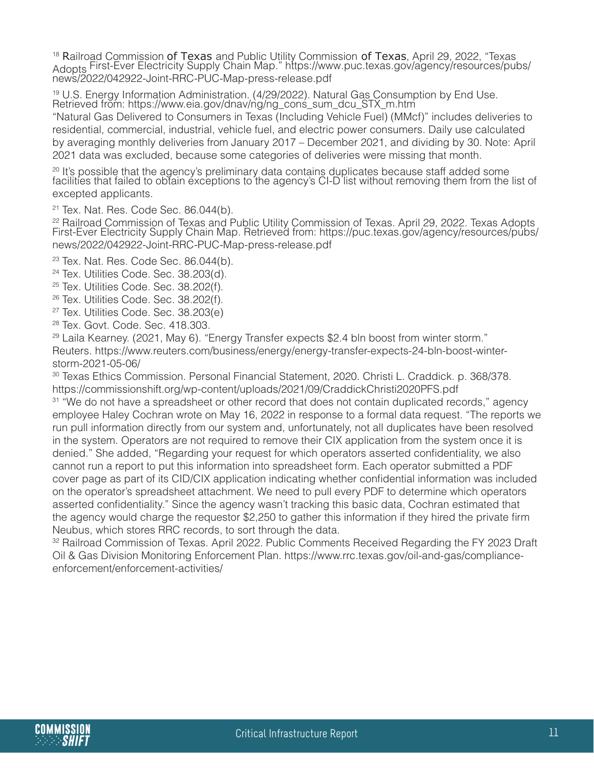[18] Railroad Commission of Texas and Public Utility Commission of Texas, April 29, 2022, "Texas Adopts First-Ever Electricity Supply Chain Map." https://www.puc.texas.gov/agency/resources/pubs/news/2022/042922-Joint-RRC-PUC-Map-press-release.pdf

[19] U.S. Energy Information Administration. (4/29/2022). Natural Gas Consumption by End Use. Retrieved from: https://www.eia.gov/dnav/ng/ng_cons_sum_dcu_STX_m.htm
"Natural Gas Delivered to Consumers in Texas (Including Vehicle Fuel) (MMcf)" includes deliveries to residential, commercial, industrial, vehicle fuel, and electric power consumers. Daily use calculated by averaging monthly deliveries from January 2017 – December 2021, and dividing by 30. Note: April 2021 data was excluded, because some categories of deliveries were missing that month.

[20] It's possible that the agency's preliminary data contains duplicates because staff added some facilities that failed to obtain exceptions to the agency's CI-D list without removing them from the list of excepted applicants.

[21] Tex. Nat. Res. Code Sec. 86.044(b).

[22] Railroad Commission of Texas and Public Utility Commission of Texas. April 29, 2022. Texas Adopts First-Ever Electricity Supply Chain Map. Retrieved from: https://puc.texas.gov/agency/resources/pubs/news/2022/042922-Joint-RRC-PUC-Map-press-release.pdf

[23] Tex. Nat. Res. Code Sec. 86.044(b).

[24] Tex. Utilities Code. Sec. 38.203(d).

[25] Tex. Utilities Code. Sec. 38.202(f).

[26] Tex. Utilities Code. Sec. 38.202(f).

[27] Tex. Utilities Code. Sec. 38.203(e)

[28] Tex. Govt. Code. Sec. 418.303.

[29] Laila Kearney. (2021, May 6). "Energy Transfer expects $2.4 bln boost from winter storm." Reuters. https://www.reuters.com/business/energy/energy-transfer-expects-24-bln-boost-winter-storm-2021-05-06/

[30] Texas Ethics Commission. Personal Financial Statement, 2020. Christi L. Craddick. p. 368/378. https://commissionshift.org/wp-content/uploads/2021/09/CraddickChristi2020PFS.pdf

[31] "We do not have a spreadsheet or other record that does not contain duplicated records," agency employee Haley Cochran wrote on May 16, 2022 in response to a formal data request. "The reports we run pull information directly from our system and, unfortunately, not all duplicates have been resolved in the system. Operators are not required to remove their CIX application from the system once it is denied." She added, "Regarding your request for which operators asserted confidentiality, we also cannot run a report to put this information into spreadsheet form. Each operator submitted a PDF cover page as part of its CID/CIX application indicating whether confidential information was included on the operator's spreadsheet attachment. We need to pull every PDF to determine which operators asserted confidentiality." Since the agency wasn't tracking this basic data, Cochran estimated that the agency would charge the requestor $2,250 to gather this information if they hired the private firm Neubus, which stores RRC records, to sort through the data.

[32] Railroad Commission of Texas. April 2022. Public Comments Received Regarding the FY 2023 Draft Oil & Gas Division Monitoring Enforcement Plan. https://www.rrc.texas.gov/oil-and-gas/compliance-enforcement/enforcement-activities/